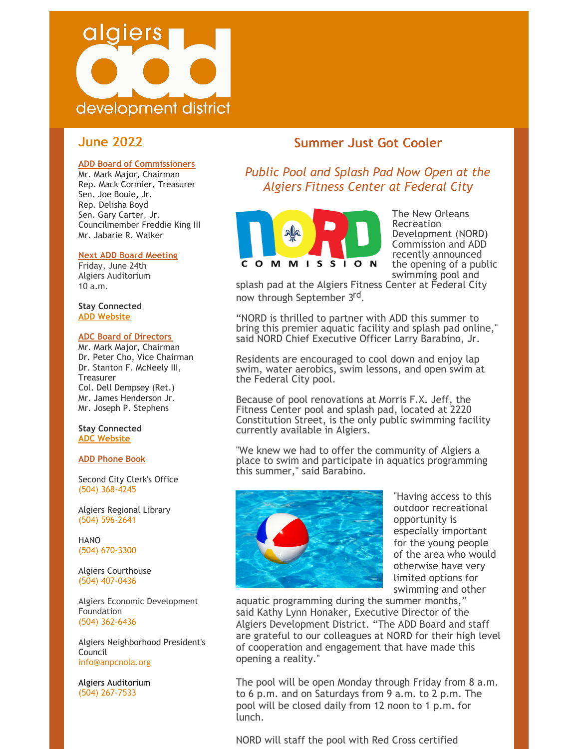algiers add development district

## June 2022

**ADD Board of Commissioners**
Mr. Mark Major, Chairman
Rep. Mack Cormier, Treasurer
Sen. Joe Bouie, Jr.
Rep. Delisha Boyd
Sen. Gary Carter, Jr.
Councilmember Freddie King III
Mr. Jabarie R. Walker

**Next ADD Board Meeting**
Friday, June 24th
Algiers Auditorium
10 a.m.

**Stay Connected**
ADD Website

**ADC Board of Directors**
Mr. Mark Major, Chairman
Dr. Peter Cho, Vice Chairman
Dr. Stanton F. McNeely III, Treasurer
Col. Dell Dempsey (Ret.)
Mr. James Henderson Jr.
Mr. Joseph P. Stephens

**Stay Connected**
ADC Website

**ADD Phone Book**

Second City Clerk's Office
(504) 368-4245

Algiers Regional Library
(504) 596-2641

HANO
(504) 670-3300

Algiers Courthouse
(504) 407-0436

Algiers Economic Development Foundation
(504) 362-6436

Algiers Neighborhood President's Council
info@anpcnola.org

Algiers Auditorium
(504) 267-7533

## Summer Just Got Cooler

*Public Pool and Splash Pad Now Open at the Algiers Fitness Center at Federal City*

The New Orleans Recreation Development (NORD) Commission and ADD recently announced the opening of a public swimming pool and splash pad at the Algiers Fitness Center at Federal City now through September 3rd.

"NORD is thrilled to partner with ADD this summer to bring this premier aquatic facility and splash pad online," said NORD Chief Executive Officer Larry Barabino, Jr.

Residents are encouraged to cool down and enjoy lap swim, water aerobics, swim lessons, and open swim at the Federal City pool.

Because of pool renovations at Morris F.X. Jeff, the Fitness Center pool and splash pad, located at 2220 Constitution Street, is the only public swimming facility currently available in Algiers.

"We knew we had to offer the community of Algiers a place to swim and participate in aquatics programming this summer," said Barabino.

"Having access to this outdoor recreational opportunity is especially important for the young people of the area who would otherwise have very limited options for swimming and other aquatic programming during the summer months," said Kathy Lynn Honaker, Executive Director of the Algiers Development District. "The ADD Board and staff are grateful to our colleagues at NORD for their high level of cooperation and engagement that have made this opening a reality."

The pool will be open Monday through Friday from 8 a.m. to 6 p.m. and on Saturdays from 9 a.m. to 2 p.m. The pool will be closed daily from 12 noon to 1 p.m. for lunch.

NORD will staff the pool with Red Cross certified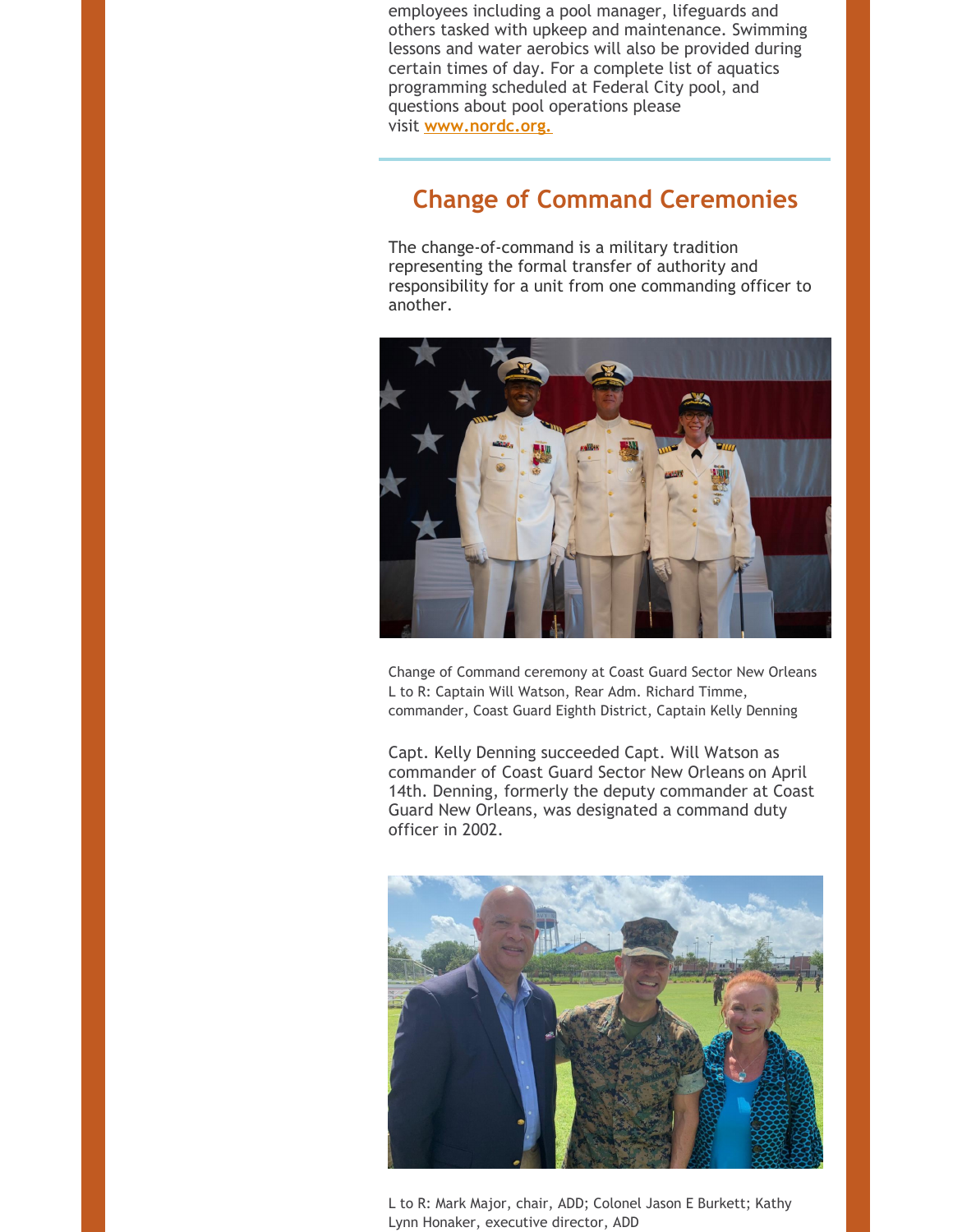employees including a pool manager, lifeguards and others tasked with upkeep and maintenance. Swimming lessons and water aerobics will also be provided during certain times of day. For a complete list of aquatics programming scheduled at Federal City pool, and questions about pool operations please visit **www.nordc.org.**

## Change of Command Ceremonies

The change-of-command is a military tradition representing the formal transfer of authority and responsibility for a unit from one commanding officer to another.

Change of Command ceremony at Coast Guard Sector New Orleans
L to R: Captain Will Watson, Rear Adm. Richard Timme, commander, Coast Guard Eighth District, Captain Kelly Denning

Capt. Kelly Denning succeeded Capt. Will Watson as commander of Coast Guard Sector New Orleans on April 14th. Denning, formerly the deputy commander at Coast Guard New Orleans, was designated a command duty officer in 2002.

L to R: Mark Major, chair, ADD; Colonel Jason E Burkett; Kathy Lynn Honaker, executive director, ADD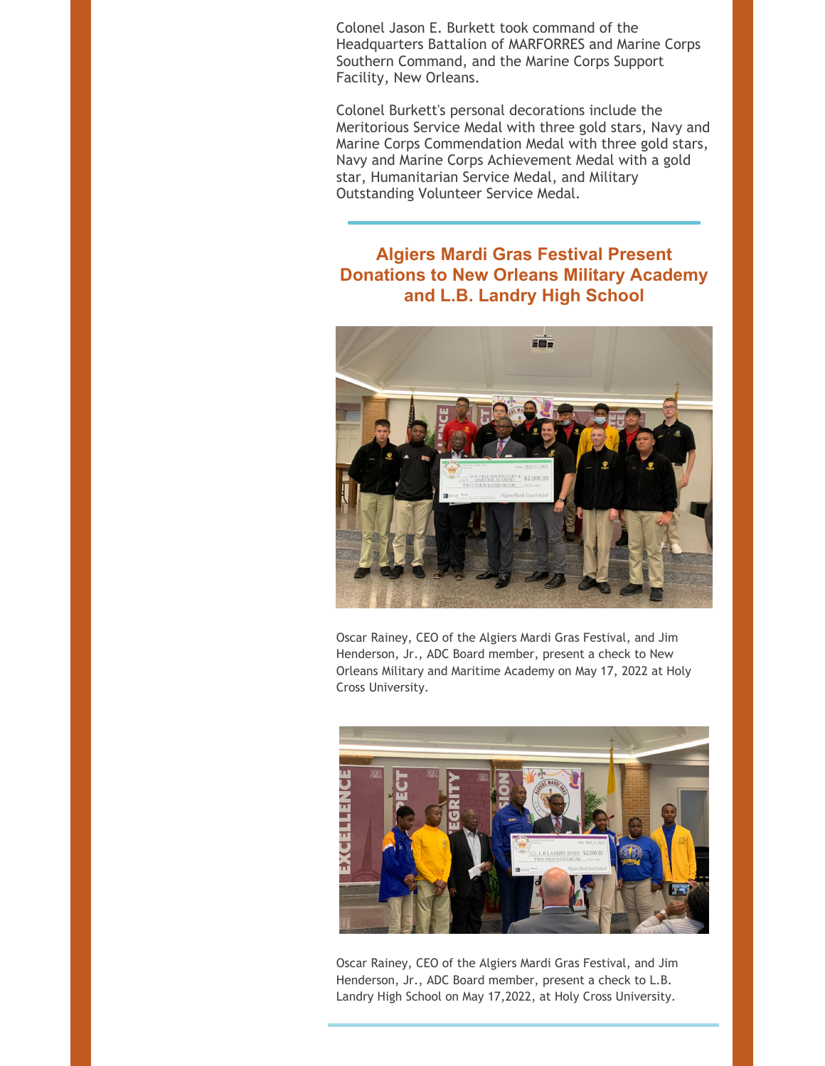Colonel Jason E. Burkett took command of the Headquarters Battalion of MARFORRES and Marine Corps Southern Command, and the Marine Corps Support Facility, New Orleans.

Colonel Burkett's personal decorations include the Meritorious Service Medal with three gold stars, Navy and Marine Corps Commendation Medal with three gold stars, Navy and Marine Corps Achievement Medal with a gold star, Humanitarian Service Medal, and Military Outstanding Volunteer Service Medal.

## Algiers Mardi Gras Festival Present Donations to New Orleans Military Academy and L.B. Landry High School

Oscar Rainey, CEO of the Algiers Mardi Gras Festival, and Jim Henderson, Jr., ADC Board member, present a check to New Orleans Military and Maritime Academy on May 17, 2022 at Holy Cross University.

Oscar Rainey, CEO of the Algiers Mardi Gras Festival, and Jim Henderson, Jr., ADC Board member, present a check to L.B. Landry High School on May 17,2022, at Holy Cross University.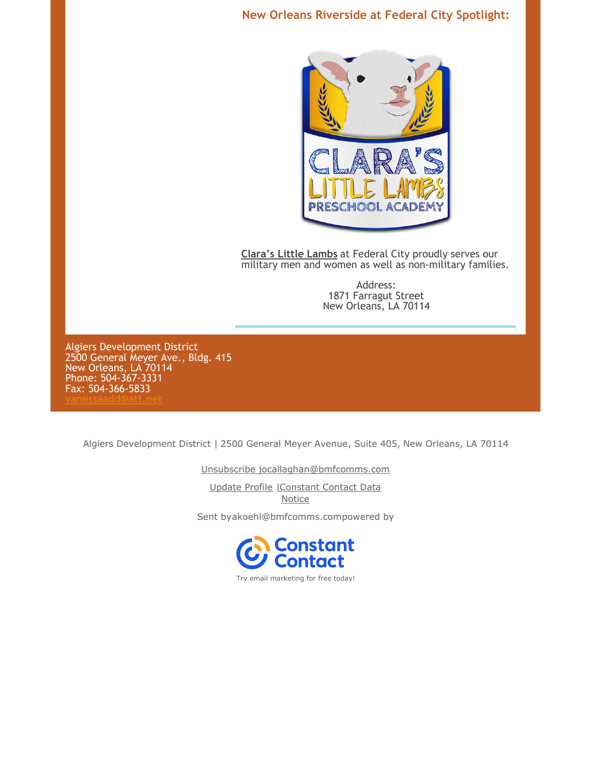## New Orleans Riverside at Federal City Spotlight:

**Clara's Little Lambs** at Federal City proudly serves our military men and women as well as non-military families.

Address:
1871 Farragut Street
New Orleans, LA 70114

Algiers Development District
2500 General Meyer Ave., Bldg. 415
New Orleans, LA 70114
Phone: 504-367-3331
Fax: 504-366-5833
vanessaadd@att.net

Algiers Development District | 2500 General Meyer Avenue, Suite 405, New Orleans, LA 70114

Unsubscribe jocallaghan@bmfcomms.com

Update Profile | Constant Contact Data Notice

Sent byakoehl@bmfcomms.compowered by

Constant Contact

Try email marketing for free today!